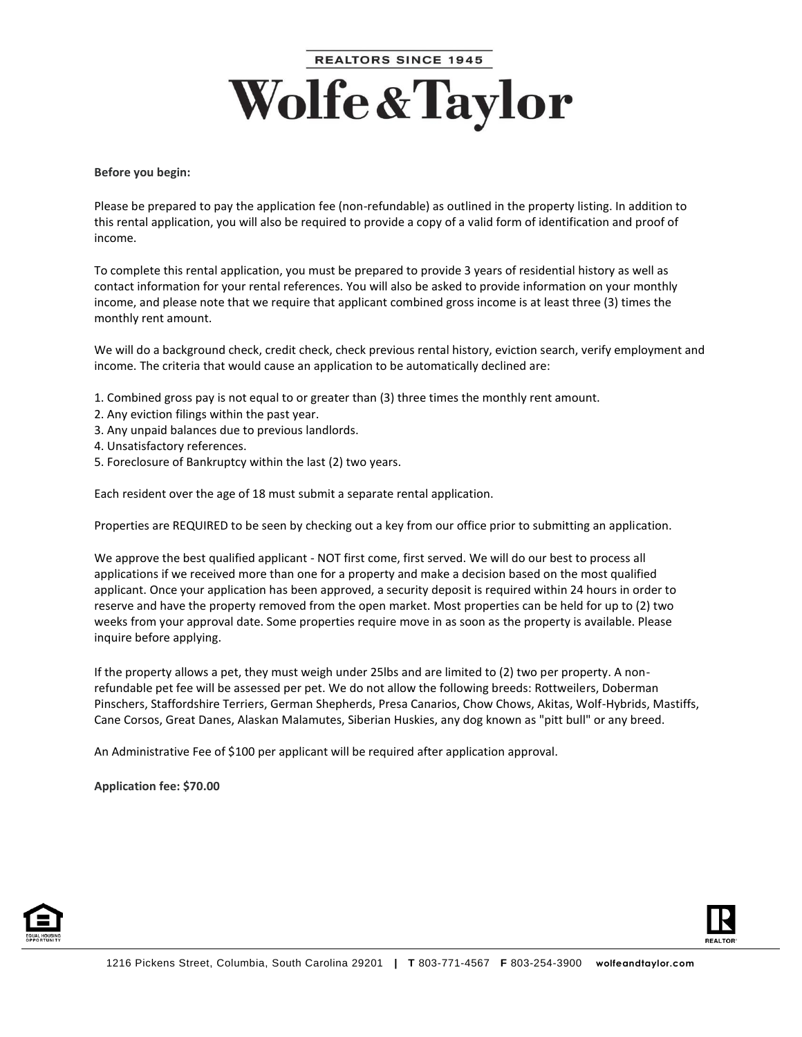REALTORS SINCE 1945

# Wolfe & Taylor

**Before you begin:**

Please be prepared to pay the application fee (non-refundable) as outlined in the property listing. In addition to this rental application, you will also be required to provide a copy of a valid form of identification and proof of income.

To complete this rental application, you must be prepared to provide 3 years of residential history as well as contact information for your rental references. You will also be asked to provide information on your monthly income, and please note that we require that applicant combined gross income is at least three (3) times the monthly rent amount.

We will do a background check, credit check, check previous rental history, eviction search, verify employment and income. The criteria that would cause an application to be automatically declined are:

1. Combined gross pay is not equal to or greater than (3) three times the monthly rent amount.
2. Any eviction filings within the past year.
3. Any unpaid balances due to previous landlords.
4. Unsatisfactory references.
5. Foreclosure of Bankruptcy within the last (2) two years.

Each resident over the age of 18 must submit a separate rental application.

Properties are REQUIRED to be seen by checking out a key from our office prior to submitting an application.

We approve the best qualified applicant - NOT first come, first served. We will do our best to process all applications if we received more than one for a property and make a decision based on the most qualified applicant. Once your application has been approved, a security deposit is required within 24 hours in order to reserve and have the property removed from the open market. Most properties can be held for up to (2) two weeks from your approval date. Some properties require move in as soon as the property is available. Please inquire before applying.

If the property allows a pet, they must weigh under 25lbs and are limited to (2) two per property. A non-refundable pet fee will be assessed per pet. We do not allow the following breeds: Rottweilers, Doberman Pinschers, Staffordshire Terriers, German Shepherds, Presa Canarios, Chow Chows, Akitas, Wolf-Hybrids, Mastiffs, Cane Corsos, Great Danes, Alaskan Malamutes, Siberian Huskies, any dog known as "pitt bull" or any breed.

An Administrative Fee of $100 per applicant will be required after application approval.

**Application fee: $70.00**

1216 Pickens Street, Columbia, South Carolina 29201 | **T** 803-771-4567 **F** 803-254-3900 **wolfeandtaylor.com**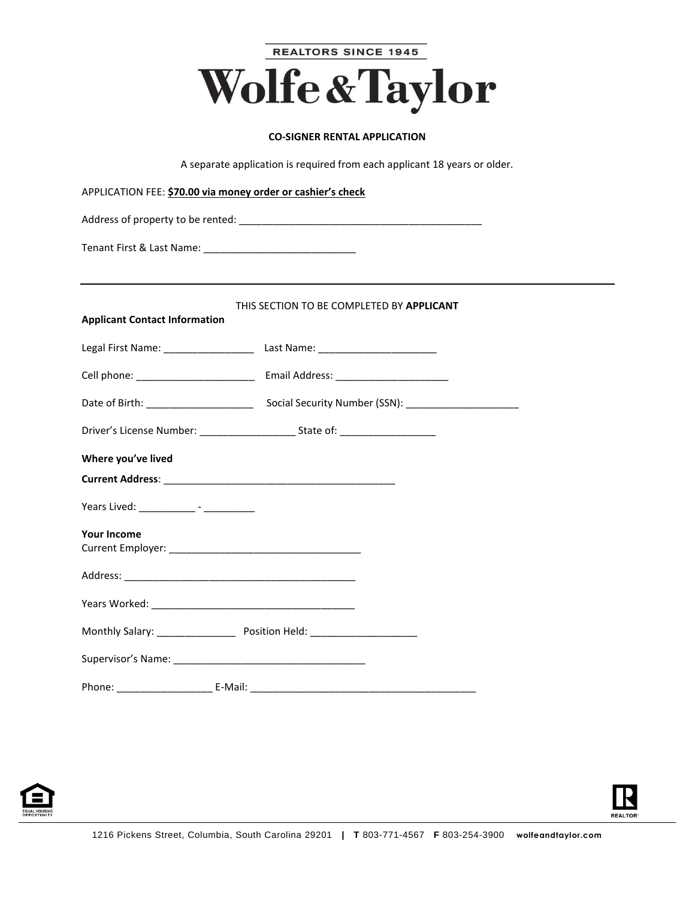REALTORS SINCE 1945

# Wolfe & Taylor

**CO-SIGNER RENTAL APPLICATION**

A separate application is required from each applicant 18 years or older.

APPLICATION FEE: **$70.00 via money order or cashier's check**

Address of property to be rented: ___________________________________________

Tenant First & Last Name: ___________________________

---

THIS SECTION TO BE COMPLETED BY **APPLICANT**

**Applicant Contact Information**

Legal First Name: ________________ Last Name: _____________________

Cell phone: _____________________ Email Address: ____________________

Date of Birth: ___________________ Social Security Number (SSN): ____________________

Driver's License Number: _________________ State of: _________________

**Where you've lived**

**Current Address**: _________________________________________

Years Lived: __________ - _________

**Your Income**

Current Employer: __________________________________

Address: _________________________________________

Years Worked: ____________________________________

Monthly Salary: ______________ Position Held: ___________________

Supervisor's Name: __________________________________

Phone: _________________ E-Mail: ________________________________________

1216 Pickens Street, Columbia, South Carolina 29201 | **T** 803-771-4567 **F** 803-254-3900 **wolfeandtaylor.com**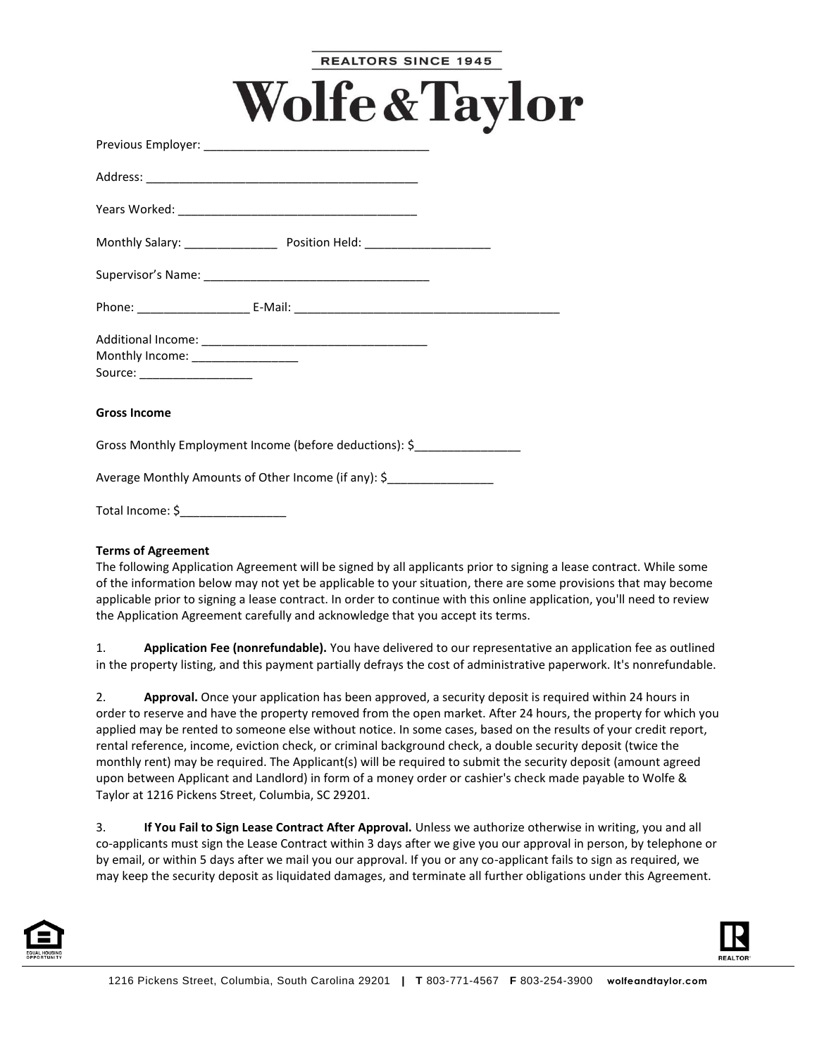Previous Employer: _________________________________

Address: _________________________________________

Years Worked: ____________________________________

Monthly Salary: ______________ Position Held: ___________________

Supervisor's Name: __________________________________

Phone: _________________ E-Mail: ________________________________________

Additional Income: __________________________________
Monthly Income: ________________
Source: _________________

**Gross Income**

Gross Monthly Employment Income (before deductions): $________________

Average Monthly Amounts of Other Income (if any): $________________

Total Income: $________________

**Terms of Agreement**
The following Application Agreement will be signed by all applicants prior to signing a lease contract. While some of the information below may not yet be applicable to your situation, there are some provisions that may become applicable prior to signing a lease contract. In order to continue with this online application, you'll need to review the Application Agreement carefully and acknowledge that you accept its terms.

1. **Application Fee (nonrefundable).** You have delivered to our representative an application fee as outlined in the property listing, and this payment partially defrays the cost of administrative paperwork. It's nonrefundable.

2. **Approval.** Once your application has been approved, a security deposit is required within 24 hours in order to reserve and have the property removed from the open market. After 24 hours, the property for which you applied may be rented to someone else without notice. In some cases, based on the results of your credit report, rental reference, income, eviction check, or criminal background check, a double security deposit (twice the monthly rent) may be required. The Applicant(s) will be required to submit the security deposit (amount agreed upon between Applicant and Landlord) in form of a money order or cashier's check made payable to Wolfe & Taylor at 1216 Pickens Street, Columbia, SC 29201.

3. **If You Fail to Sign Lease Contract After Approval.** Unless we authorize otherwise in writing, you and all co-applicants must sign the Lease Contract within 3 days after we give you our approval in person, by telephone or by email, or within 5 days after we mail you our approval. If you or any co-applicant fails to sign as required, we may keep the security deposit as liquidated damages, and terminate all further obligations under this Agreement.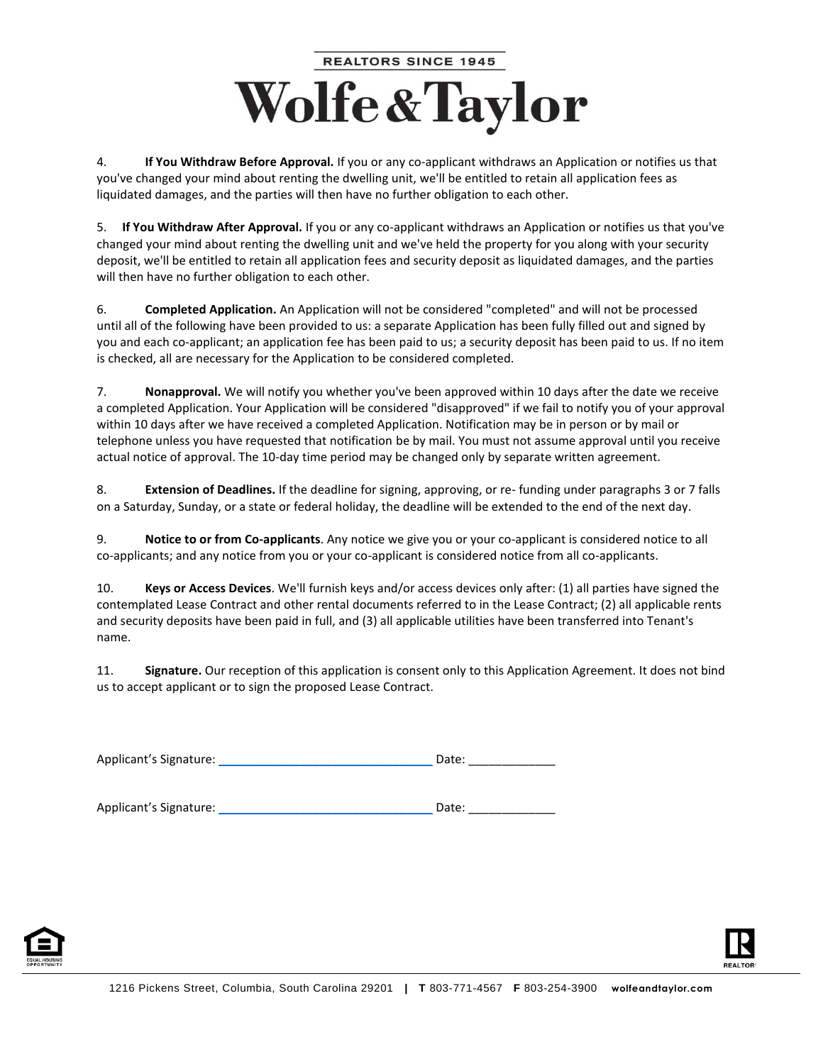4. **If You Withdraw Before Approval.** If you or any co-applicant withdraws an Application or notifies us that you've changed your mind about renting the dwelling unit, we'll be entitled to retain all application fees as liquidated damages, and the parties will then have no further obligation to each other.

5. **If You Withdraw After Approval.** If you or any co-applicant withdraws an Application or notifies us that you've changed your mind about renting the dwelling unit and we've held the property for you along with your security deposit, we'll be entitled to retain all application fees and security deposit as liquidated damages, and the parties will then have no further obligation to each other.

6. **Completed Application.** An Application will not be considered "completed" and will not be processed until all of the following have been provided to us: a separate Application has been fully filled out and signed by you and each co-applicant; an application fee has been paid to us; a security deposit has been paid to us. If no item is checked, all are necessary for the Application to be considered completed.

7. **Nonapproval.** We will notify you whether you've been approved within 10 days after the date we receive a completed Application. Your Application will be considered "disapproved" if we fail to notify you of your approval within 10 days after we have received a completed Application. Notification may be in person or by mail or telephone unless you have requested that notification be by mail. You must not assume approval until you receive actual notice of approval. The 10-day time period may be changed only by separate written agreement.

8. **Extension of Deadlines.** If the deadline for signing, approving, or re- funding under paragraphs 3 or 7 falls on a Saturday, Sunday, or a state or federal holiday, the deadline will be extended to the end of the next day.

9. **Notice to or from Co-applicants**. Any notice we give you or your co-applicant is considered notice to all co-applicants; and any notice from you or your co-applicant is considered notice from all co-applicants.

10. **Keys or Access Devices**. We'll furnish keys and/or access devices only after: (1) all parties have signed the contemplated Lease Contract and other rental documents referred to in the Lease Contract; (2) all applicable rents and security deposits have been paid in full, and (3) all applicable utilities have been transferred into Tenant's name.

11. **Signature.** Our reception of this application is consent only to this Application Agreement. It does not bind us to accept applicant or to sign the proposed Lease Contract.

Applicant's Signature: ________________________________ Date: _____________

Applicant's Signature: ________________________________ Date: _____________